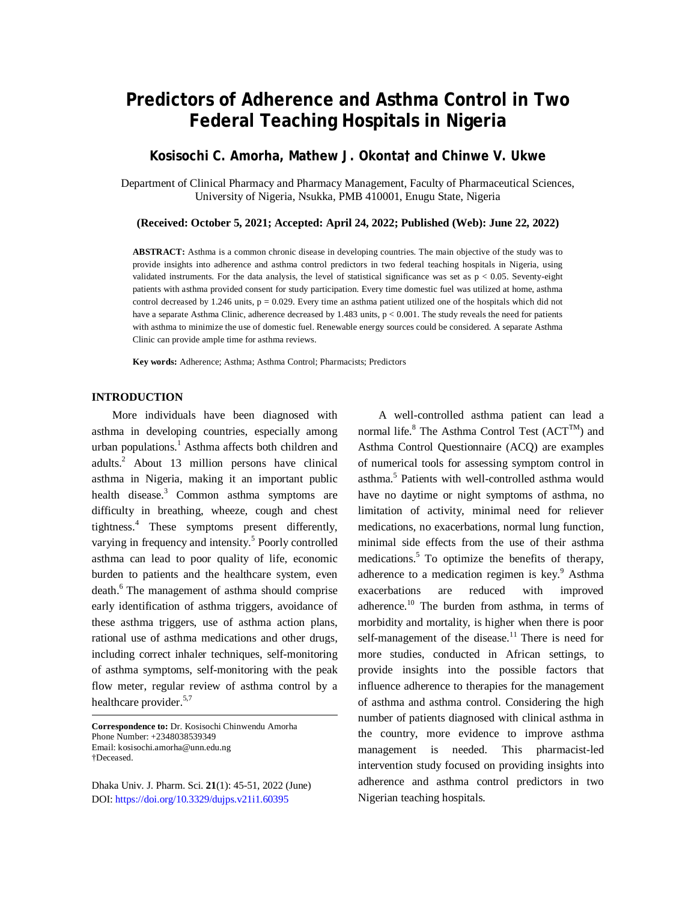# Predictors of Adherence and Asthma Control in Two Federal Teaching Hospitals in Nigeria

**Kosisochi C. Amorha, Mathew J. Okonta† and Chinwe V. Ukwe**

Department of Clinical Pharmacy and Pharmacy Management, Faculty of Pharmaceutical Sciences, University of Nigeria, Nsukka, PMB 410001, Enugu State, Nigeria

**(Received: October 5, 2021; Accepted: April 24, 2022; Published (Web): June 22, 2022)**

**ABSTRACT:** Asthma is a common chronic disease in developing countries. The main objective of the study was to provide insights into adherence and asthma control predictors in two federal teaching hospitals in Nigeria, using validated instruments. For the data analysis, the level of statistical significance was set as $p < 0.05$. Seventy-eight patients with asthma provided consent for study participation. Every time domestic fuel was utilized at home, asthma control decreased by 1.246 units, $p = 0.029$. Every time an asthma patient utilized one of the hospitals which did not have a separate Asthma Clinic, adherence decreased by 1.483 units, $p < 0.001$. The study reveals the need for patients with asthma to minimize the use of domestic fuel. Renewable energy sources could be considered. A separate Asthma Clinic can provide ample time for asthma reviews.

**Key words:** Adherence; Asthma; Asthma Control; Pharmacists; Predictors

## INTRODUCTION

More individuals have been diagnosed with asthma in developing countries, especially among urban populations.[1] Asthma affects both children and adults.[2] About 13 million persons have clinical asthma in Nigeria, making it an important public health disease.[3] Common asthma symptoms are difficulty in breathing, wheeze, cough and chest tightness.[4] These symptoms present differently, varying in frequency and intensity.[5] Poorly controlled asthma can lead to poor quality of life, economic burden to patients and the healthcare system, even death.[6] The management of asthma should comprise early identification of asthma triggers, avoidance of these asthma triggers, use of asthma action plans, rational use of asthma medications and other drugs, including correct inhaler techniques, self-monitoring of asthma symptoms, self-monitoring with the peak flow meter, regular review of asthma control by a healthcare provider.[5,7]

A well-controlled asthma patient can lead a normal life.[8] The Asthma Control Test (ACT™) and Asthma Control Questionnaire (ACQ) are examples of numerical tools for assessing symptom control in asthma.[5] Patients with well-controlled asthma would have no daytime or night symptoms of asthma, no limitation of activity, minimal need for reliever medications, no exacerbations, normal lung function, minimal side effects from the use of their asthma medications.[5] To optimize the benefits of therapy, adherence to a medication regimen is key.[9] Asthma exacerbations are reduced with improved adherence.[10] The burden from asthma, in terms of morbidity and mortality, is higher when there is poor self-management of the disease.[11] There is need for more studies, conducted in African settings, to provide insights into the possible factors that influence adherence to therapies for the management of asthma and asthma control. Considering the high number of patients diagnosed with clinical asthma in the country, more evidence to improve asthma management is needed. This pharmacist-led intervention study focused on providing insights into adherence and asthma control predictors in two Nigerian teaching hospitals.

---

**Correspondence to:** Dr. Kosisochi Chinwendu Amorha
Phone Number: +2348038539349
Email: kosisochi.amorha@unn.edu.ng
†Deceased.

Dhaka Univ. J. Pharm. Sci. **21**(1): 45-51, 2022 (June)
DOI: https://doi.org/10.3329/dujps.v21i1.60395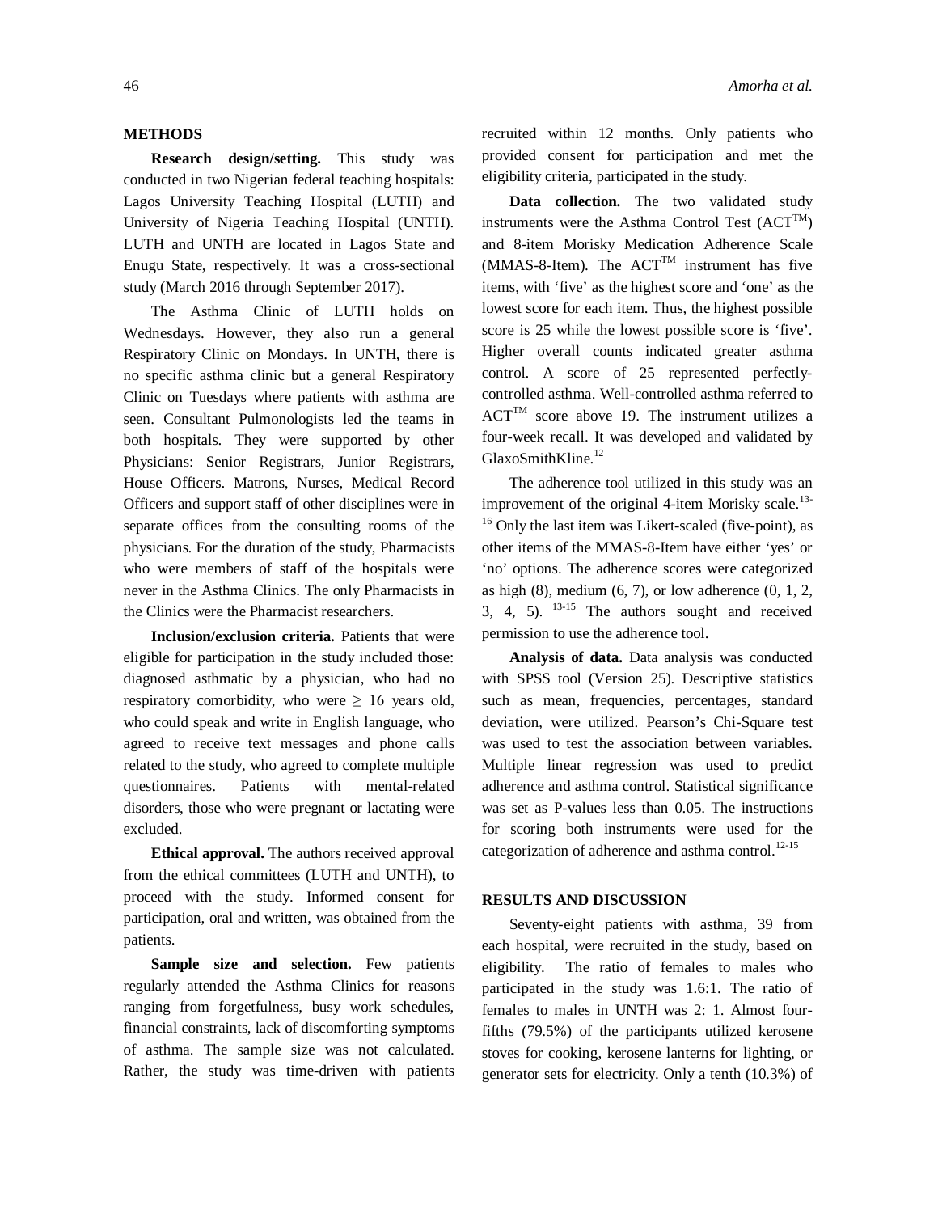## METHODS

**Research design/setting.** This study was conducted in two Nigerian federal teaching hospitals: Lagos University Teaching Hospital (LUTH) and University of Nigeria Teaching Hospital (UNTH). LUTH and UNTH are located in Lagos State and Enugu State, respectively. It was a cross-sectional study (March 2016 through September 2017).

The Asthma Clinic of LUTH holds on Wednesdays. However, they also run a general Respiratory Clinic on Mondays. In UNTH, there is no specific asthma clinic but a general Respiratory Clinic on Tuesdays where patients with asthma are seen. Consultant Pulmonologists led the teams in both hospitals. They were supported by other Physicians: Senior Registrars, Junior Registrars, House Officers. Matrons, Nurses, Medical Record Officers and support staff of other disciplines were in separate offices from the consulting rooms of the physicians. For the duration of the study, Pharmacists who were members of staff of the hospitals were never in the Asthma Clinics. The only Pharmacists in the Clinics were the Pharmacist researchers.

**Inclusion/exclusion criteria.** Patients that were eligible for participation in the study included those: diagnosed asthmatic by a physician, who had no respiratory comorbidity, who were $\geq$ 16 years old, who could speak and write in English language, who agreed to receive text messages and phone calls related to the study, who agreed to complete multiple questionnaires. Patients with mental-related disorders, those who were pregnant or lactating were excluded.

**Ethical approval.** The authors received approval from the ethical committees (LUTH and UNTH), to proceed with the study. Informed consent for participation, oral and written, was obtained from the patients.

**Sample size and selection.** Few patients regularly attended the Asthma Clinics for reasons ranging from forgetfulness, busy work schedules, financial constraints, lack of discomforting symptoms of asthma. The sample size was not calculated. Rather, the study was time-driven with patients recruited within 12 months. Only patients who provided consent for participation and met the eligibility criteria, participated in the study.

**Data collection.** The two validated study instruments were the Asthma Control Test (ACT™) and 8-item Morisky Medication Adherence Scale (MMAS-8-Item). The ACT™ instrument has five items, with 'five' as the highest score and 'one' as the lowest score for each item. Thus, the highest possible score is 25 while the lowest possible score is 'five'. Higher overall counts indicated greater asthma control. A score of 25 represented perfectly-controlled asthma. Well-controlled asthma referred to ACT™ score above 19. The instrument utilizes a four-week recall. It was developed and validated by GlaxoSmithKline.[12]

The adherence tool utilized in this study was an improvement of the original 4-item Morisky scale.[13-16] Only the last item was Likert-scaled (five-point), as other items of the MMAS-8-Item have either 'yes' or 'no' options. The adherence scores were categorized as high (8), medium (6, 7), or low adherence (0, 1, 2, 3, 4, 5).[13-15] The authors sought and received permission to use the adherence tool.

**Analysis of data.** Data analysis was conducted with SPSS tool (Version 25). Descriptive statistics such as mean, frequencies, percentages, standard deviation, were utilized. Pearson's Chi-Square test was used to test the association between variables. Multiple linear regression was used to predict adherence and asthma control. Statistical significance was set as P-values less than 0.05. The instructions for scoring both instruments were used for the categorization of adherence and asthma control.[12-15]

## RESULTS AND DISCUSSION

Seventy-eight patients with asthma, 39 from each hospital, were recruited in the study, based on eligibility. The ratio of females to males who participated in the study was 1.6:1. The ratio of females to males in UNTH was 2: 1. Almost four-fifths (79.5%) of the participants utilized kerosene stoves for cooking, kerosene lanterns for lighting, or generator sets for electricity. Only a tenth (10.3%) of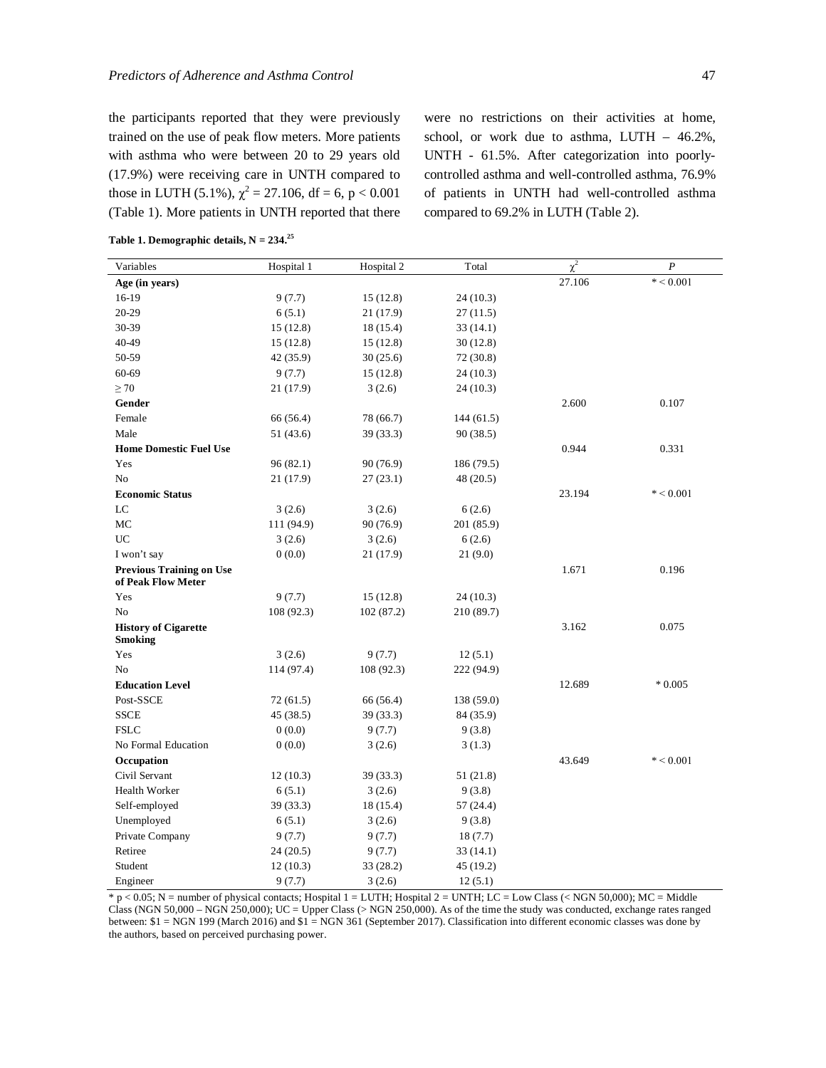the participants reported that they were previously trained on the use of peak flow meters. More patients with asthma who were between 20 to 29 years old (17.9%) were receiving care in UNTH compared to those in LUTH (5.1%), $\chi^2 = 27.106$, df = 6, $p < 0.001$ (Table 1). More patients in UNTH reported that there were no restrictions on their activities at home, school, or work due to asthma, LUTH – 46.2%, UNTH - 61.5%. After categorization into poorly-controlled asthma and well-controlled asthma, 76.9% of patients in UNTH had well-controlled asthma compared to 69.2% in LUTH (Table 2).

**Table 1. Demographic details, N = 234.**[25]

| Variables | Hospital 1 | Hospital 2 | Total | $\chi^2$ | *P* |
|---|---|---|---|---|---|
| **Age (in years)** | | | | 27.106 | * < 0.001 |
| 16-19 | 9 (7.7) | 15 (12.8) | 24 (10.3) | | |
| 20-29 | 6 (5.1) | 21 (17.9) | 27 (11.5) | | |
| 30-39 | 15 (12.8) | 18 (15.4) | 33 (14.1) | | |
| 40-49 | 15 (12.8) | 15 (12.8) | 30 (12.8) | | |
| 50-59 | 42 (35.9) | 30 (25.6) | 72 (30.8) | | |
| 60-69 | 9 (7.7) | 15 (12.8) | 24 (10.3) | | |
| ≥ 70 | 21 (17.9) | 3 (2.6) | 24 (10.3) | | |
| **Gender** | | | | 2.600 | 0.107 |
| Female | 66 (56.4) | 78 (66.7) | 144 (61.5) | | |
| Male | 51 (43.6) | 39 (33.3) | 90 (38.5) | | |
| **Home Domestic Fuel Use** | | | | 0.944 | 0.331 |
| Yes | 96 (82.1) | 90 (76.9) | 186 (79.5) | | |
| No | 21 (17.9) | 27 (23.1) | 48 (20.5) | | |
| **Economic Status** | | | | 23.194 | * < 0.001 |
| LC | 3 (2.6) | 3 (2.6) | 6 (2.6) | | |
| MC | 111 (94.9) | 90 (76.9) | 201 (85.9) | | |
| UC | 3 (2.6) | 3 (2.6) | 6 (2.6) | | |
| I won't say | 0 (0.0) | 21 (17.9) | 21 (9.0) | | |
| **Previous Training on Use of Peak Flow Meter** | | | | 1.671 | 0.196 |
| Yes | 9 (7.7) | 15 (12.8) | 24 (10.3) | | |
| No | 108 (92.3) | 102 (87.2) | 210 (89.7) | | |
| **History of Cigarette Smoking** | | | | 3.162 | 0.075 |
| Yes | 3 (2.6) | 9 (7.7) | 12 (5.1) | | |
| No | 114 (97.4) | 108 (92.3) | 222 (94.9) | | |
| **Education Level** | | | | 12.689 | * 0.005 |
| Post-SSCE | 72 (61.5) | 66 (56.4) | 138 (59.0) | | |
| SSCE | 45 (38.5) | 39 (33.3) | 84 (35.9) | | |
| FSLC | 0 (0.0) | 9 (7.7) | 9 (3.8) | | |
| No Formal Education | 0 (0.0) | 3 (2.6) | 3 (1.3) | | |
| **Occupation** | | | | 43.649 | * < 0.001 |
| Civil Servant | 12 (10.3) | 39 (33.3) | 51 (21.8) | | |
| Health Worker | 6 (5.1) | 3 (2.6) | 9 (3.8) | | |
| Self-employed | 39 (33.3) | 18 (15.4) | 57 (24.4) | | |
| Unemployed | 6 (5.1) | 3 (2.6) | 9 (3.8) | | |
| Private Company | 9 (7.7) | 9 (7.7) | 18 (7.7) | | |
| Retiree | 24 (20.5) | 9 (7.7) | 33 (14.1) | | |
| Student | 12 (10.3) | 33 (28.2) | 45 (19.2) | | |
| Engineer | 9 (7.7) | 3 (2.6) | 12 (5.1) | | |

* $p < 0.05$; N = number of physical contacts; Hospital 1 = LUTH; Hospital 2 = UNTH; LC = Low Class (< NGN 50,000); MC = Middle Class (NGN 50,000 – NGN 250,000); UC = Upper Class (> NGN 250,000). As of the time the study was conducted, exchange rates ranged between: $1 = NGN 199 (March 2016) and $1 = NGN 361 (September 2017). Classification into different economic classes was done by the authors, based on perceived purchasing power.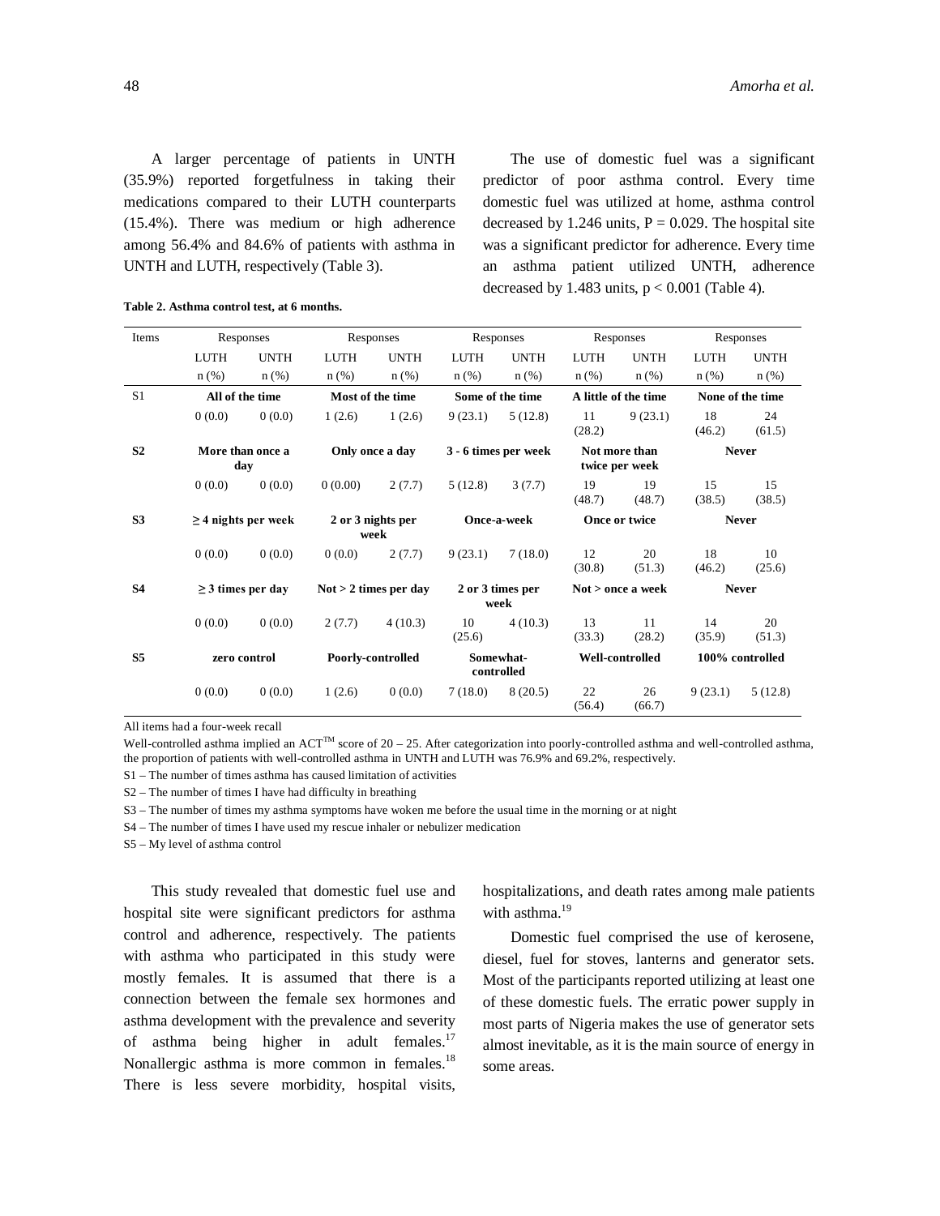A larger percentage of patients in UNTH (35.9%) reported forgetfulness in taking their medications compared to their LUTH counterparts (15.4%). There was medium or high adherence among 56.4% and 84.6% of patients with asthma in UNTH and LUTH, respectively (Table 3).

The use of domestic fuel was a significant predictor of poor asthma control. Every time domestic fuel was utilized at home, asthma control decreased by 1.246 units, $P = 0.029$. The hospital site was a significant predictor for adherence. Every time an asthma patient utilized UNTH, adherence decreased by 1.483 units, $p < 0.001$ (Table 4).

**Table 2. Asthma control test, at 6 months.**

| Items | Responses | | Responses | | Responses | | Responses | | Responses | |
|---|---|---|---|---|---|---|---|---|---|---|
| | LUTH | UNTH | LUTH | UNTH | LUTH | UNTH | LUTH | UNTH | LUTH | UNTH |
| | n (%) | n (%) | n (%) | n (%) | n (%) | n (%) | n (%) | n (%) | n (%) | n (%) |
| S1 | **All of the time** | | **Most of the time** | | **Some of the time** | | **A little of the time** | | **None of the time** | |
| | 0 (0.0) | 0 (0.0) | 1 (2.6) | 1 (2.6) | 9 (23.1) | 5 (12.8) | 11 (28.2) | 9 (23.1) | 18 (46.2) | 24 (61.5) |
| **S2** | **More than once a day** | | **Only once a day** | | **3 - 6 times per week** | | **Not more than twice per week** | | **Never** | |
| | 0 (0.0) | 0 (0.0) | 0 (0.00) | 2 (7.7) | 5 (12.8) | 3 (7.7) | 19 (48.7) | 19 (48.7) | 15 (38.5) | 15 (38.5) |
| **S3** | **≥ 4 nights per week** | | **2 or 3 nights per week** | | **Once-a-week** | | **Once or twice** | | **Never** | |
| | 0 (0.0) | 0 (0.0) | 0 (0.0) | 2 (7.7) | 9 (23.1) | 7 (18.0) | 12 (30.8) | 20 (51.3) | 18 (46.2) | 10 (25.6) |
| **S4** | **≥ 3 times per day** | | **Not > 2 times per day** | | **2 or 3 times per week** | | **Not > once a week** | | **Never** | |
| | 0 (0.0) | 0 (0.0) | 2 (7.7) | 4 (10.3) | 10 (25.6) | 4 (10.3) | 13 (33.3) | 11 (28.2) | 14 (35.9) | 20 (51.3) |
| **S5** | **zero control** | | **Poorly-controlled** | | **Somewhat-controlled** | | **Well-controlled** | | **100% controlled** | |
| | 0 (0.0) | 0 (0.0) | 1 (2.6) | 0 (0.0) | 7 (18.0) | 8 (20.5) | 22 (56.4) | 26 (66.7) | 9 (23.1) | 5 (12.8) |

All items had a four-week recall

Well-controlled asthma implied an ACT™ score of 20 – 25. After categorization into poorly-controlled asthma and well-controlled asthma, the proportion of patients with well-controlled asthma in UNTH and LUTH was 76.9% and 69.2%, respectively.

S1 – The number of times asthma has caused limitation of activities

S2 – The number of times I have had difficulty in breathing

S3 – The number of times my asthma symptoms have woken me before the usual time in the morning or at night

S4 – The number of times I have used my rescue inhaler or nebulizer medication

S5 – My level of asthma control

This study revealed that domestic fuel use and hospital site were significant predictors for asthma control and adherence, respectively. The patients with asthma who participated in this study were mostly females. It is assumed that there is a connection between the female sex hormones and asthma development with the prevalence and severity of asthma being higher in adult females.[17] Nonallergic asthma is more common in females.[18] There is less severe morbidity, hospital visits, hospitalizations, and death rates among male patients with asthma.[19]

Domestic fuel comprised the use of kerosene, diesel, fuel for stoves, lanterns and generator sets. Most of the participants reported utilizing at least one of these domestic fuels. The erratic power supply in most parts of Nigeria makes the use of generator sets almost inevitable, as it is the main source of energy in some areas.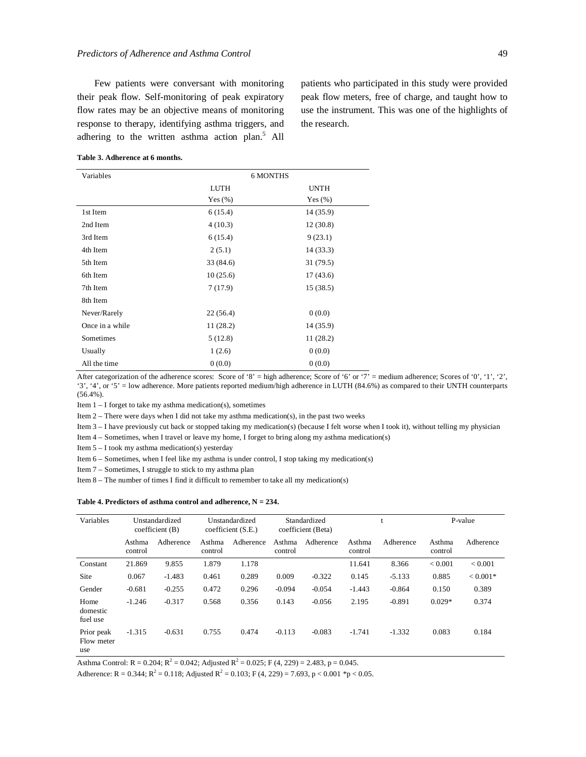Few patients were conversant with monitoring their peak flow. Self-monitoring of peak expiratory flow rates may be an objective means of monitoring response to therapy, identifying asthma triggers, and adhering to the written asthma action plan.[5] All patients who participated in this study were provided peak flow meters, free of charge, and taught how to use the instrument. This was one of the highlights of the research.

**Table 3. Adherence at 6 months.**

| Variables | 6 MONTHS | |
|---|---|---|
| | LUTH | UNTH |
| | Yes (%) | Yes (%) |
| 1st Item | 6 (15.4) | 14 (35.9) |
| 2nd Item | 4 (10.3) | 12 (30.8) |
| 3rd Item | 6 (15.4) | 9 (23.1) |
| 4th Item | 2 (5.1) | 14 (33.3) |
| 5th Item | 33 (84.6) | 31 (79.5) |
| 6th Item | 10 (25.6) | 17 (43.6) |
| 7th Item | 7 (17.9) | 15 (38.5) |
| 8th Item | | |
| Never/Rarely | 22 (56.4) | 0 (0.0) |
| Once in a while | 11 (28.2) | 14 (35.9) |
| Sometimes | 5 (12.8) | 11 (28.2) |
| Usually | 1 (2.6) | 0 (0.0) |
| All the time | 0 (0.0) | 0 (0.0) |

After categorization of the adherence scores: Score of '8' = high adherence; Score of '6' or '7' = medium adherence; Scores of '0', '1', '2', '3', '4', or '5' = low adherence. More patients reported medium/high adherence in LUTH (84.6%) as compared to their UNTH counterparts (56.4%).

Item 1 – I forget to take my asthma medication(s), sometimes

Item 2 – There were days when I did not take my asthma medication(s), in the past two weeks

Item 3 – I have previously cut back or stopped taking my medication(s) (because I felt worse when I took it), without telling my physician

Item 4 – Sometimes, when I travel or leave my home, I forget to bring along my asthma medication(s)

Item 5 – I took my asthma medication(s) yesterday

Item 6 – Sometimes, when I feel like my asthma is under control, I stop taking my medication(s)

Item 7 – Sometimes, I struggle to stick to my asthma plan

Item 8 – The number of times I find it difficult to remember to take all my medication(s)

**Table 4. Predictors of asthma control and adherence, N = 234.**

| Variables | Unstandardized coefficient (B) | | Unstandardized coefficient (S.E.) | | Standardized coefficient (Beta) | | t | | P-value | |
|---|---|---|---|---|---|---|---|---|---|---|
| | Asthma control | Adherence | Asthma control | Adherence | Asthma control | Adherence | Asthma control | Adherence | Asthma control | Adherence |
| Constant | 21.869 | 9.855 | 1.879 | 1.178 | | | 11.641 | 8.366 | < 0.001 | < 0.001 |
| Site | 0.067 | -1.483 | 0.461 | 0.289 | 0.009 | -0.322 | 0.145 | -5.133 | 0.885 | < 0.001* |
| Gender | -0.681 | -0.255 | 0.472 | 0.296 | -0.094 | -0.054 | -1.443 | -0.864 | 0.150 | 0.389 |
| Home domestic fuel use | -1.246 | -0.317 | 0.568 | 0.356 | 0.143 | -0.056 | 2.195 | -0.891 | 0.029* | 0.374 |
| Prior peak Flow meter use | -1.315 | -0.631 | 0.755 | 0.474 | -0.113 | -0.083 | -1.741 | -1.332 | 0.083 | 0.184 |

Asthma Control: R = 0.204; $R^2 = 0.042$; Adjusted $R^2 = 0.025$; F (4, 229) = 2.483, p = 0.045.

Adherence: R = 0.344; $R^2 = 0.118$; Adjusted $R^2 = 0.103$; F (4, 229) = 7.693, p < 0.001 *p < 0.05.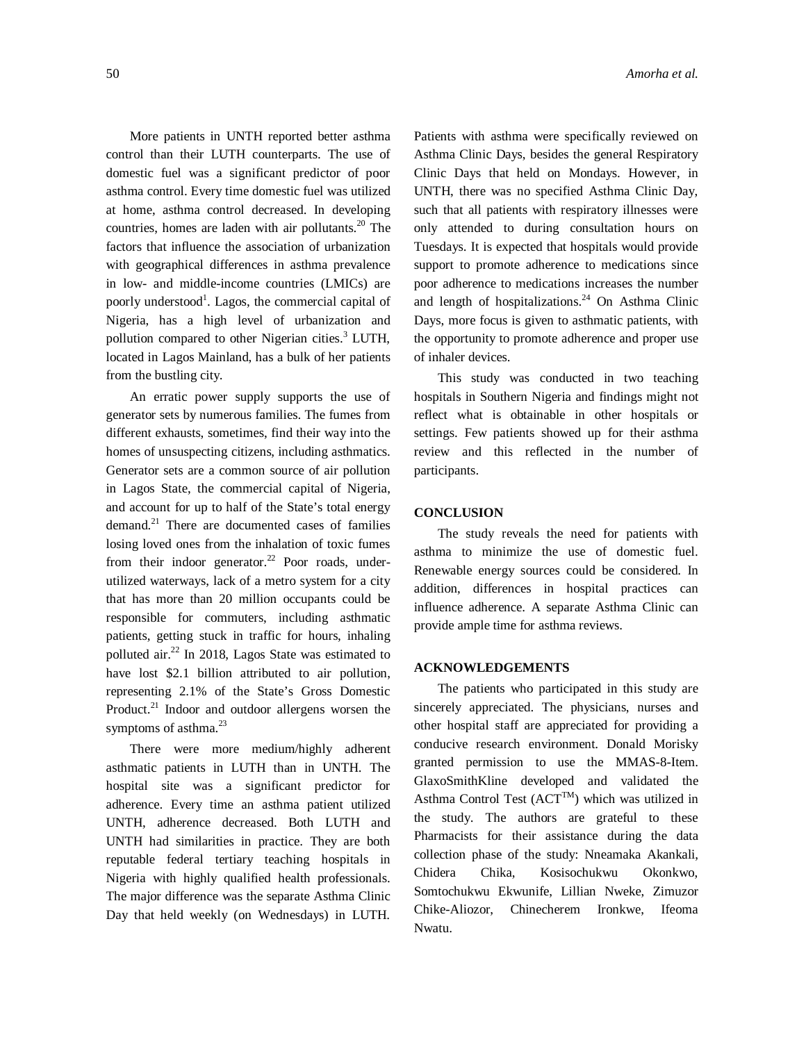More patients in UNTH reported better asthma control than their LUTH counterparts. The use of domestic fuel was a significant predictor of poor asthma control. Every time domestic fuel was utilized at home, asthma control decreased. In developing countries, homes are laden with air pollutants.[20] The factors that influence the association of urbanization with geographical differences in asthma prevalence in low- and middle-income countries (LMICs) are poorly understood[1]. Lagos, the commercial capital of Nigeria, has a high level of urbanization and pollution compared to other Nigerian cities.[3] LUTH, located in Lagos Mainland, has a bulk of her patients from the bustling city.

An erratic power supply supports the use of generator sets by numerous families. The fumes from different exhausts, sometimes, find their way into the homes of unsuspecting citizens, including asthmatics. Generator sets are a common source of air pollution in Lagos State, the commercial capital of Nigeria, and account for up to half of the State's total energy demand.[21] There are documented cases of families losing loved ones from the inhalation of toxic fumes from their indoor generator.[22] Poor roads, under-utilized waterways, lack of a metro system for a city that has more than 20 million occupants could be responsible for commuters, including asthmatic patients, getting stuck in traffic for hours, inhaling polluted air.[22] In 2018, Lagos State was estimated to have lost \$2.1 billion attributed to air pollution, representing 2.1% of the State's Gross Domestic Product.[21] Indoor and outdoor allergens worsen the symptoms of asthma.[23]

There were more medium/highly adherent asthmatic patients in LUTH than in UNTH. The hospital site was a significant predictor for adherence. Every time an asthma patient utilized UNTH, adherence decreased. Both LUTH and UNTH had similarities in practice. They are both reputable federal tertiary teaching hospitals in Nigeria with highly qualified health professionals. The major difference was the separate Asthma Clinic Day that held weekly (on Wednesdays) in LUTH. Patients with asthma were specifically reviewed on Asthma Clinic Days, besides the general Respiratory Clinic Days that held on Mondays. However, in UNTH, there was no specified Asthma Clinic Day, such that all patients with respiratory illnesses were only attended to during consultation hours on Tuesdays. It is expected that hospitals would provide support to promote adherence to medications since poor adherence to medications increases the number and length of hospitalizations.[24] On Asthma Clinic Days, more focus is given to asthmatic patients, with the opportunity to promote adherence and proper use of inhaler devices.

This study was conducted in two teaching hospitals in Southern Nigeria and findings might not reflect what is obtainable in other hospitals or settings. Few patients showed up for their asthma review and this reflected in the number of participants.

## CONCLUSION

The study reveals the need for patients with asthma to minimize the use of domestic fuel. Renewable energy sources could be considered. In addition, differences in hospital practices can influence adherence. A separate Asthma Clinic can provide ample time for asthma reviews.

## ACKNOWLEDGEMENTS

The patients who participated in this study are sincerely appreciated. The physicians, nurses and other hospital staff are appreciated for providing a conducive research environment. Donald Morisky granted permission to use the MMAS-8-Item. GlaxoSmithKline developed and validated the Asthma Control Test (ACT™) which was utilized in the study. The authors are grateful to these Pharmacists for their assistance during the data collection phase of the study: Nneamaka Akankali, Chidera Chika, Kosisochukwu Okonkwo, Somtochukwu Ekwunife, Lillian Nweke, Zimuzor Chike-Aliozor, Chinecherem Ironkwe, Ifeoma Nwatu.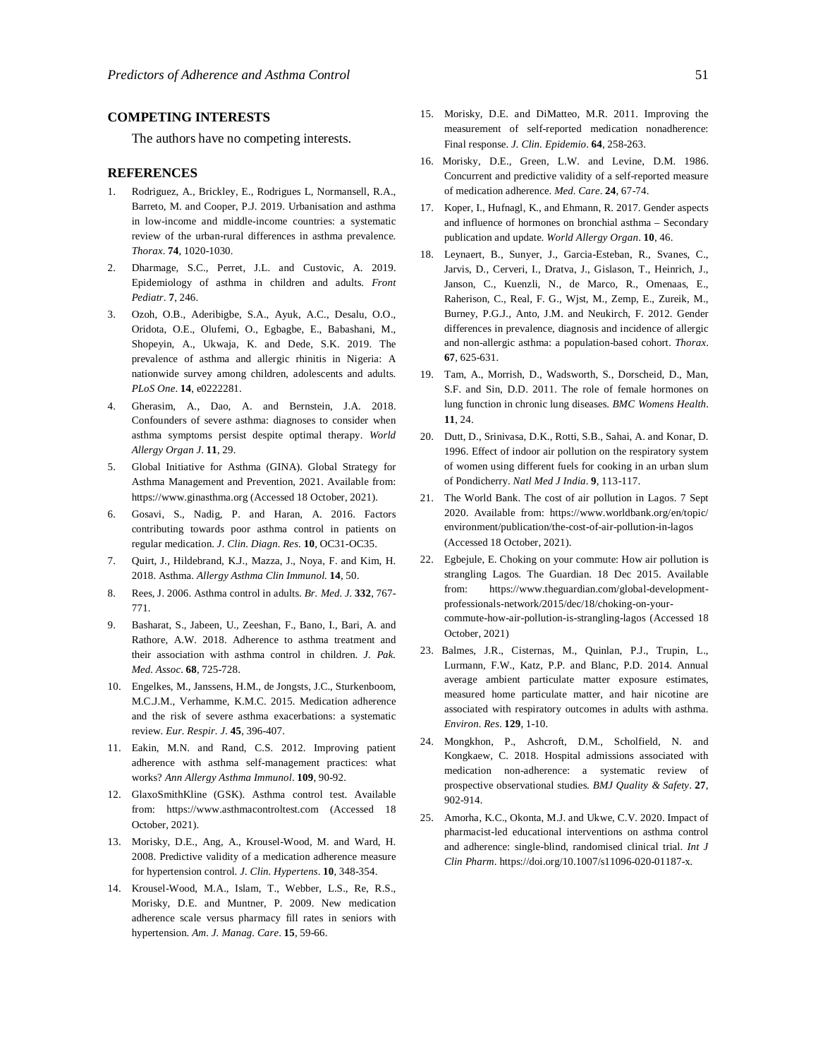## COMPETING INTERESTS

The authors have no competing interests.

## REFERENCES

1. Rodriguez, A., Brickley, E., Rodrigues L, Normansell, R.A., Barreto, M. and Cooper, P.J. 2019. Urbanisation and asthma in low-income and middle-income countries: a systematic review of the urban-rural differences in asthma prevalence. *Thorax*. **74**, 1020-1030.
2. Dharmage, S.C., Perret, J.L. and Custovic, A. 2019. Epidemiology of asthma in children and adults. *Front Pediatr*. **7**, 246.
3. Ozoh, O.B., Aderibigbe, S.A., Ayuk, A.C., Desalu, O.O., Oridota, O.E., Olufemi, O., Egbagbe, E., Babashani, M., Shopeyin, A., Ukwaja, K. and Dede, S.K. 2019. The prevalence of asthma and allergic rhinitis in Nigeria: A nationwide survey among children, adolescents and adults. *PLoS One*. **14**, e0222281.
4. Gherasim, A., Dao, A. and Bernstein, J.A. 2018. Confounders of severe asthma: diagnoses to consider when asthma symptoms persist despite optimal therapy. *World Allergy Organ J*. **11**, 29.
5. Global Initiative for Asthma (GINA). Global Strategy for Asthma Management and Prevention, 2021. Available from: https://www.ginasthma.org (Accessed 18 October, 2021).
6. Gosavi, S., Nadig, P. and Haran, A. 2016. Factors contributing towards poor asthma control in patients on regular medication. *J. Clin. Diagn. Res*. **10**, OC31-OC35.
7. Quirt, J., Hildebrand, K.J., Mazza, J., Noya, F. and Kim, H. 2018. Asthma. *Allergy Asthma Clin Immunol.* **14**, 50.
8. Rees, J. 2006. Asthma control in adults. *Br. Med. J.* **332**, 767-771.
9. Basharat, S., Jabeen, U., Zeeshan, F., Bano, I., Bari, A. and Rathore, A.W. 2018. Adherence to asthma treatment and their association with asthma control in children. *J. Pak. Med. Assoc*. **68**, 725-728.
10. Engelkes, M., Janssens, H.M., de Jongsts, J.C., Sturkenboom, M.C.J.M., Verhamme, K.M.C. 2015. Medication adherence and the risk of severe asthma exacerbations: a systematic review. *Eur. Respir. J*. **45**, 396-407.
11. Eakin, M.N. and Rand, C.S. 2012. Improving patient adherence with asthma self-management practices: what works? *Ann Allergy Asthma Immunol*. **109**, 90-92.
12. GlaxoSmithKline (GSK). Asthma control test. Available from: https://www.asthmacontroltest.com (Accessed 18 October, 2021).
13. Morisky, D.E., Ang, A., Krousel-Wood, M. and Ward, H. 2008. Predictive validity of a medication adherence measure for hypertension control. *J. Clin. Hypertens*. **10**, 348-354.
14. Krousel-Wood, M.A., Islam, T., Webber, L.S., Re, R.S., Morisky, D.E. and Muntner, P. 2009. New medication adherence scale versus pharmacy fill rates in seniors with hypertension. *Am. J. Manag. Care*. **15**, 59-66.
15. Morisky, D.E. and DiMatteo, M.R. 2011. Improving the measurement of self-reported medication nonadherence: Final response. *J. Clin. Epidemio*. **64**, 258-263.
16. Morisky, D.E., Green, L.W. and Levine, D.M. 1986. Concurrent and predictive validity of a self-reported measure of medication adherence. *Med. Care*. **24**, 67-74.
17. Koper, I., Hufnagl, K., and Ehmann, R. 2017. Gender aspects and influence of hormones on bronchial asthma – Secondary publication and update. *World Allergy Organ*. **10**, 46.
18. Leynaert, B., Sunyer, J., Garcia-Esteban, R., Svanes, C., Jarvis, D., Cerveri, I., Dratva, J., Gislason, T., Heinrich, J., Janson, C., Kuenzli, N., de Marco, R., Omenaas, E., Raherison, C., Real, F. G., Wjst, M., Zemp, E., Zureik, M., Burney, P.G.J., Anto, J.M. and Neukirch, F. 2012. Gender differences in prevalence, diagnosis and incidence of allergic and non-allergic asthma: a population-based cohort. *Thorax*. **67**, 625-631.
19. Tam, A., Morrish, D., Wadsworth, S., Dorscheid, D., Man, S.F. and Sin, D.D. 2011. The role of female hormones on lung function in chronic lung diseases. *BMC Womens Health*. **11**, 24.
20. Dutt, D., Srinivasa, D.K., Rotti, S.B., Sahai, A. and Konar, D. 1996. Effect of indoor air pollution on the respiratory system of women using different fuels for cooking in an urban slum of Pondicherry. *Natl Med J India*. **9**, 113-117.
21. The World Bank. The cost of air pollution in Lagos. 7 Sept 2020. Available from: https://www.worldbank.org/en/topic/environment/publication/the-cost-of-air-pollution-in-lagos (Accessed 18 October, 2021).
22. Egbejule, E. Choking on your commute: How air pollution is strangling Lagos. The Guardian. 18 Dec 2015. Available from: https://www.theguardian.com/global-development-professionals-network/2015/dec/18/choking-on-your-commute-how-air-pollution-is-strangling-lagos (Accessed 18 October, 2021)
23. Balmes, J.R., Cisternas, M., Quinlan, P.J., Trupin, L., Lurmann, F.W., Katz, P.P. and Blanc, P.D. 2014. Annual average ambient particulate matter exposure estimates, measured home particulate matter, and hair nicotine are associated with respiratory outcomes in adults with asthma. *Environ. Res*. **129**, 1-10.
24. Mongkhon, P., Ashcroft, D.M., Scholfield, N. and Kongkaew, C. 2018. Hospital admissions associated with medication non-adherence: a systematic review of prospective observational studies. *BMJ Quality & Safety*. **27**, 902-914.
25. Amorha, K.C., Okonta, M.J. and Ukwe, C.V. 2020. Impact of pharmacist-led educational interventions on asthma control and adherence: single-blind, randomised clinical trial. *Int J Clin Pharm*. https://doi.org/10.1007/s11096-020-01187-x.